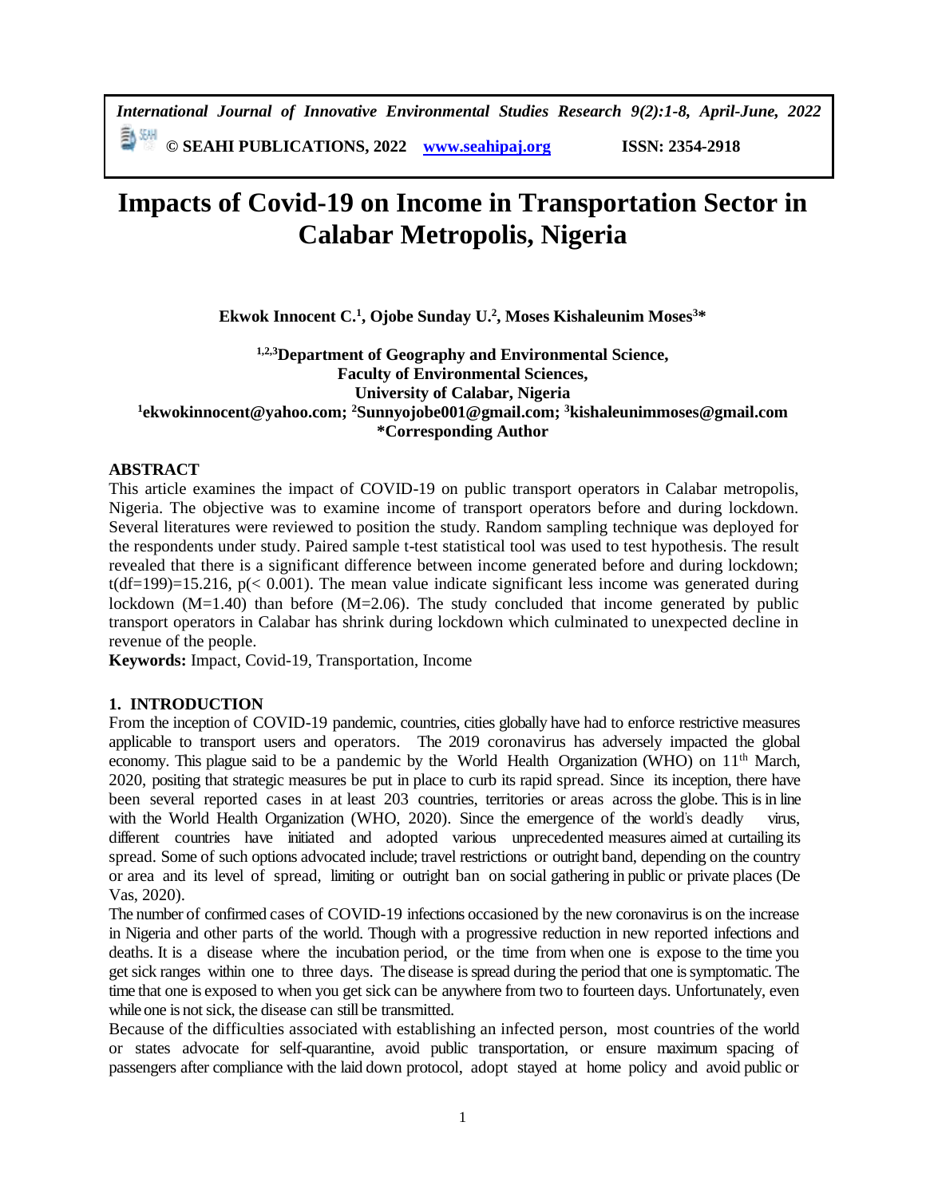# Impacts of Covid-19 on Income in Transportation Sector in Calabar Metropolis, Nigeria

**Ekwok Innocent C.[1], Ojobe Sunday U.[2], Moses Kishaleunim Moses[3]***

**[1,2,3]Department of Geography and Environmental Science,**
**Faculty of Environmental Sciences,**
**University of Calabar, Nigeria**
**[1]ekwokinnocent@yahoo.com; [2]Sunnyojobe001@gmail.com; [3]kishaleunimmoses@gmail.com**
***Corresponding Author**

## ABSTRACT

This article examines the impact of COVID-19 on public transport operators in Calabar metropolis, Nigeria. The objective was to examine income of transport operators before and during lockdown. Several literatures were reviewed to position the study. Random sampling technique was deployed for the respondents under study. Paired sample t-test statistical tool was used to test hypothesis. The result revealed that there is a significant difference between income generated before and during lockdown; $t(df=199)=15.216$, $p(< 0.001)$. The mean value indicate significant less income was generated during lockdown ($M=1.40$) than before ($M=2.06$). The study concluded that income generated by public transport operators in Calabar has shrink during lockdown which culminated to unexpected decline in revenue of the people.

**Keywords:** Impact, Covid-19, Transportation, Income

## 1. INTRODUCTION

From the inception of COVID-19 pandemic, countries, cities globally have had to enforce restrictive measures applicable to transport users and operators. The 2019 coronavirus has adversely impacted the global economy. This plague said to be a pandemic by the World Health Organization (WHO) on 11th March, 2020, positing that strategic measures be put in place to curb its rapid spread. Since its inception, there have been several reported cases in at least 203 countries, territories or areas across the globe. This is in line with the World Health Organization (WHO, 2020). Since the emergence of the world's deadly virus, different countries have initiated and adopted various unprecedented measures aimed at curtailing its spread. Some of such options advocated include; travel restrictions or outright band, depending on the country or area and its level of spread, limiting or outright ban on social gathering in public or private places (De Vas, 2020).

The number of confirmed cases of COVID-19 infections occasioned by the new coronavirus is on the increase in Nigeria and other parts of the world. Though with a progressive reduction in new reported infections and deaths. It is a disease where the incubation period, or the time from when one is expose to the time you get sick ranges within one to three days. The disease is spread during the period that one is symptomatic. The time that one is exposed to when you get sick can be anywhere from two to fourteen days. Unfortunately, even while one is not sick, the disease can still be transmitted.

Because of the difficulties associated with establishing an infected person, most countries of the world or states advocate for self-quarantine, avoid public transportation, or ensure maximum spacing of passengers after compliance with the laid down protocol, adopt stayed at home policy and avoid public or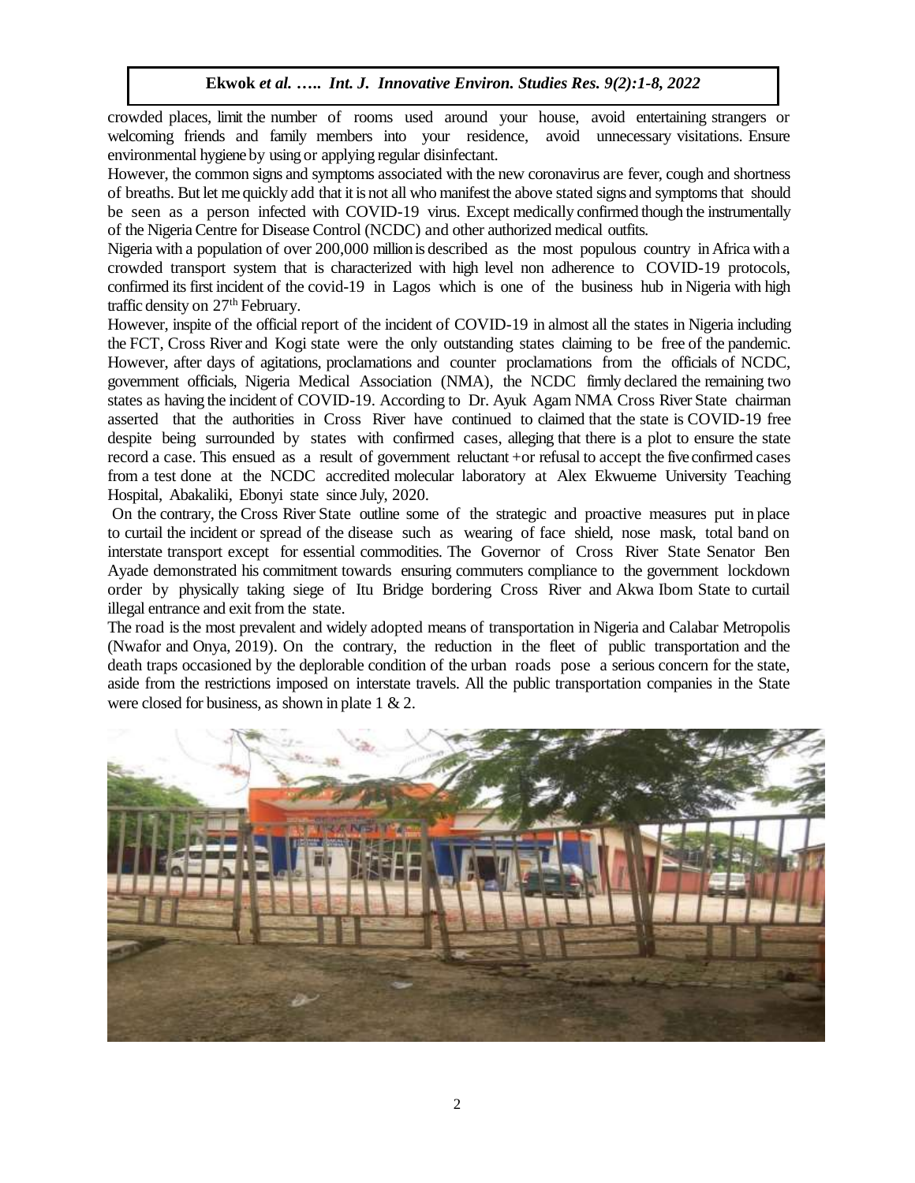crowded places, limit the number of rooms used around your house, avoid entertaining strangers or welcoming friends and family members into your residence, avoid unnecessary visitations. Ensure environmental hygiene by using or applying regular disinfectant.

However, the common signs and symptoms associated with the new coronavirus are fever, cough and shortness of breaths. But let me quickly add that it is not all who manifest the above stated signs and symptoms that should be seen as a person infected with COVID-19 virus. Except medically confirmed though the instrumentally of the Nigeria Centre for Disease Control (NCDC) and other authorized medical outfits.

Nigeria with a population of over 200,000 million is described as the most populous country in Africa with a crowded transport system that is characterized with high level non adherence to COVID-19 protocols, confirmed its first incident of the covid-19 in Lagos which is one of the business hub in Nigeria with high traffic density on 27th February.

However, inspite of the official report of the incident of COVID-19 in almost all the states in Nigeria including the FCT, Cross River and Kogi state were the only outstanding states claiming to be free of the pandemic. However, after days of agitations, proclamations and counter proclamations from the officials of NCDC, government officials, Nigeria Medical Association (NMA), the NCDC firmly declared the remaining two states as having the incident of COVID-19. According to Dr. Ayuk Agam NMA Cross River State chairman asserted that the authorities in Cross River have continued to claimed that the state is COVID-19 free despite being surrounded by states with confirmed cases, alleging that there is a plot to ensure the state record a case. This ensued as a result of government reluctant +or refusal to accept the five confirmed cases from a test done at the NCDC accredited molecular laboratory at Alex Ekwueme University Teaching Hospital, Abakaliki, Ebonyi state since July, 2020.

On the contrary, the Cross River State outline some of the strategic and proactive measures put in place to curtail the incident or spread of the disease such as wearing of face shield, nose mask, total band on interstate transport except for essential commodities. The Governor of Cross River State Senator Ben Ayade demonstrated his commitment towards ensuring commuters compliance to the government lockdown order by physically taking siege of Itu Bridge bordering Cross River and Akwa Ibom State to curtail illegal entrance and exit from the state.

The road is the most prevalent and widely adopted means of transportation in Nigeria and Calabar Metropolis (Nwafor and Onya, 2019). On the contrary, the reduction in the fleet of public transportation and the death traps occasioned by the deplorable condition of the urban roads pose a serious concern for the state, aside from the restrictions imposed on interstate travels. All the public transportation companies in the State were closed for business, as shown in plate 1 & 2.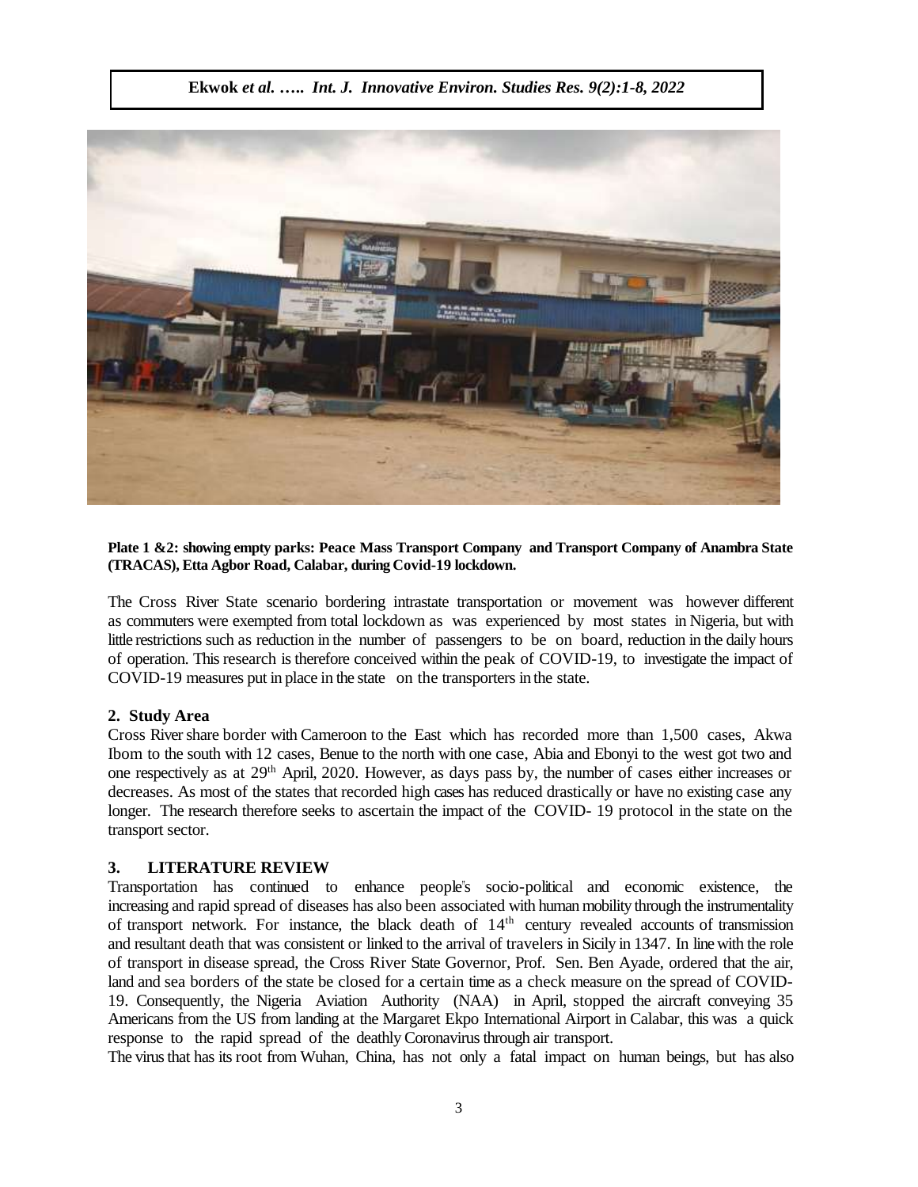**Plate 1 &2: showing empty parks: Peace Mass Transport Company and Transport Company of Anambra State (TRACAS), Etta Agbor Road, Calabar, during Covid-19 lockdown.**

The Cross River State scenario bordering intrastate transportation or movement was however different as commuters were exempted from total lockdown as was experienced by most states in Nigeria, but with little restrictions such as reduction in the number of passengers to be on board, reduction in the daily hours of operation. This research is therefore conceived within the peak of COVID-19, to investigate the impact of COVID-19 measures put in place in the state on the transporters in the state.

## 2. Study Area

Cross River share border with Cameroon to the East which has recorded more than 1,500 cases, Akwa Ibom to the south with 12 cases, Benue to the north with one case, Abia and Ebonyi to the west got two and one respectively as at 29th April, 2020. However, as days pass by, the number of cases either increases or decreases. As most of the states that recorded high cases has reduced drastically or have no existing case any longer. The research therefore seeks to ascertain the impact of the COVID- 19 protocol in the state on the transport sector.

## 3. LITERATURE REVIEW

Transportation has continued to enhance people's socio-political and economic existence, the increasing and rapid spread of diseases has also been associated with human mobility through the instrumentality of transport network. For instance, the black death of 14th century revealed accounts of transmission and resultant death that was consistent or linked to the arrival of travelers in Sicily in 1347. In line with the role of transport in disease spread, the Cross River State Governor, Prof. Sen. Ben Ayade, ordered that the air, land and sea borders of the state be closed for a certain time as a check measure on the spread of COVID-19. Consequently, the Nigeria Aviation Authority (NAA) in April, stopped the aircraft conveying 35 Americans from the US from landing at the Margaret Ekpo International Airport in Calabar, this was a quick response to the rapid spread of the deathly Coronavirus through air transport.

The virus that has its root from Wuhan, China, has not only a fatal impact on human beings, but has also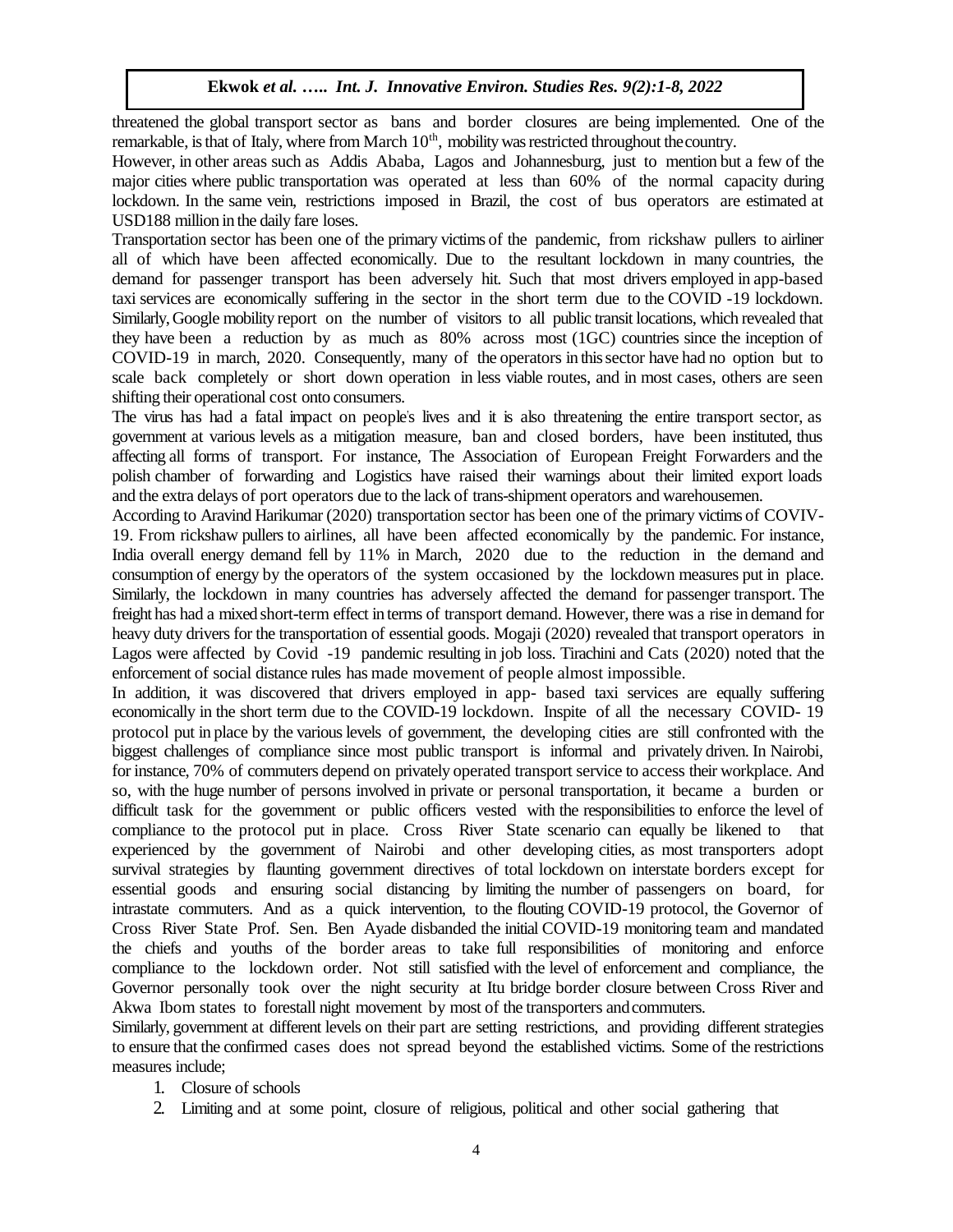threatened the global transport sector as bans and border closures are being implemented. One of the remarkable, is that of Italy, where from March 10$^{th}$, mobility was restricted throughout the country.

However, in other areas such as Addis Ababa, Lagos and Johannesburg, just to mention but a few of the major cities where public transportation was operated at less than 60% of the normal capacity during lockdown. In the same vein, restrictions imposed in Brazil, the cost of bus operators are estimated at USD188 million in the daily fare loses.

Transportation sector has been one of the primary victims of the pandemic, from rickshaw pullers to airliner all of which have been affected economically. Due to the resultant lockdown in many countries, the demand for passenger transport has been adversely hit. Such that most drivers employed in app-based taxi services are economically suffering in the sector in the short term due to the COVID -19 lockdown. Similarly, Google mobility report on the number of visitors to all public transit locations, which revealed that they have been a reduction by as much as 80% across most (1GC) countries since the inception of COVID-19 in march, 2020. Consequently, many of the operators in this sector have had no option but to scale back completely or short down operation in less viable routes, and in most cases, others are seen shifting their operational cost onto consumers.

The virus has had a fatal impact on people's lives and it is also threatening the entire transport sector, as government at various levels as a mitigation measure, ban and closed borders, have been instituted, thus affecting all forms of transport. For instance, The Association of European Freight Forwarders and the polish chamber of forwarding and Logistics have raised their warnings about their limited export loads and the extra delays of port operators due to the lack of trans-shipment operators and warehousemen.

According to Aravind Harikumar (2020) transportation sector has been one of the primary victims of COVIV-19. From rickshaw pullers to airlines, all have been affected economically by the pandemic. For instance, India overall energy demand fell by 11% in March, 2020 due to the reduction in the demand and consumption of energy by the operators of the system occasioned by the lockdown measures put in place. Similarly, the lockdown in many countries has adversely affected the demand for passenger transport. The freight has had a mixed short-term effect in terms of transport demand. However, there was a rise in demand for heavy duty drivers for the transportation of essential goods. Mogaji (2020) revealed that transport operators in Lagos were affected by Covid -19 pandemic resulting in job loss. Tirachini and Cats (2020) noted that the enforcement of social distance rules has made movement of people almost impossible.

In addition, it was discovered that drivers employed in app- based taxi services are equally suffering economically in the short term due to the COVID-19 lockdown. Inspite of all the necessary COVID- 19 protocol put in place by the various levels of government, the developing cities are still confronted with the biggest challenges of compliance since most public transport is informal and privately driven. In Nairobi, for instance, 70% of commuters depend on privately operated transport service to access their workplace. And so, with the huge number of persons involved in private or personal transportation, it became a burden or difficult task for the government or public officers vested with the responsibilities to enforce the level of compliance to the protocol put in place. Cross River State scenario can equally be likened to that experienced by the government of Nairobi and other developing cities, as most transporters adopt survival strategies by flaunting government directives of total lockdown on interstate borders except for essential goods and ensuring social distancing by limiting the number of passengers on board, for intrastate commuters. And as a quick intervention, to the flouting COVID-19 protocol, the Governor of Cross River State Prof. Sen. Ben Ayade disbanded the initial COVID-19 monitoring team and mandated the chiefs and youths of the border areas to take full responsibilities of monitoring and enforce compliance to the lockdown order. Not still satisfied with the level of enforcement and compliance, the Governor personally took over the night security at Itu bridge border closure between Cross River and Akwa Ibom states to forestall night movement by most of the transporters and commuters.

Similarly, government at different levels on their part are setting restrictions, and providing different strategies to ensure that the confirmed cases does not spread beyond the established victims. Some of the restrictions measures include;

1. Closure of schools
2. Limiting and at some point, closure of religious, political and other social gathering that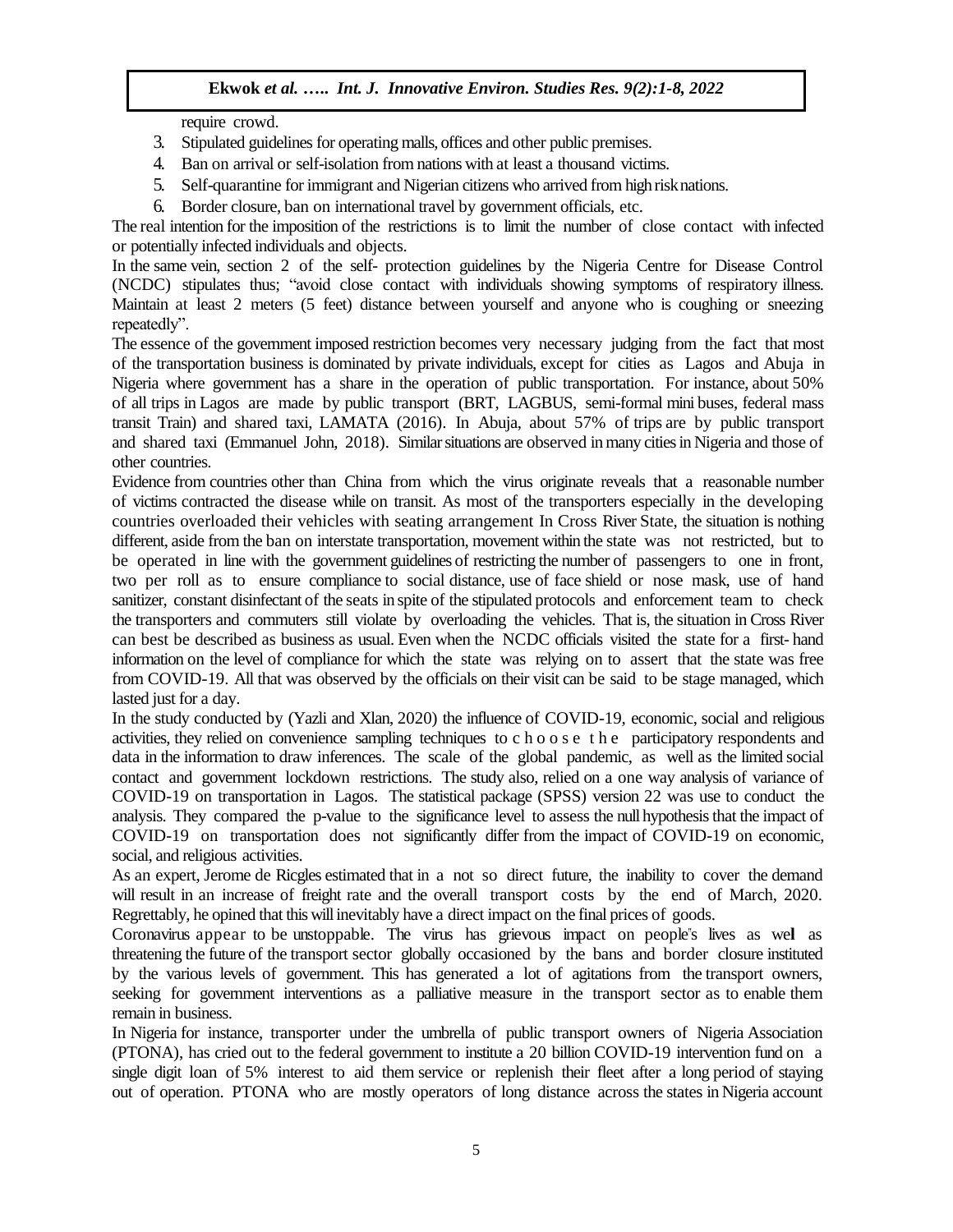require crowd.

3. Stipulated guidelines for operating malls, offices and other public premises.
4. Ban on arrival or self-isolation from nations with at least a thousand victims.
5. Self-quarantine for immigrant and Nigerian citizens who arrived from high risk nations.
6. Border closure, ban on international travel by government officials, etc.

The real intention for the imposition of the restrictions is to limit the number of close contact with infected or potentially infected individuals and objects.

In the same vein, section 2 of the self- protection guidelines by the Nigeria Centre for Disease Control (NCDC) stipulates thus; "avoid close contact with individuals showing symptoms of respiratory illness. Maintain at least 2 meters (5 feet) distance between yourself and anyone who is coughing or sneezing repeatedly".

The essence of the government imposed restriction becomes very necessary judging from the fact that most of the transportation business is dominated by private individuals, except for cities as Lagos and Abuja in Nigeria where government has a share in the operation of public transportation. For instance, about 50% of all trips in Lagos are made by public transport (BRT, LAGBUS, semi-formal mini buses, federal mass transit Train) and shared taxi, LAMATA (2016). In Abuja, about 57% of trips are by public transport and shared taxi (Emmanuel John, 2018). Similar situations are observed in many cities in Nigeria and those of other countries.

Evidence from countries other than China from which the virus originate reveals that a reasonable number of victims contracted the disease while on transit. As most of the transporters especially in the developing countries overloaded their vehicles with seating arrangement In Cross River State, the situation is nothing different, aside from the ban on interstate transportation, movement within the state was not restricted, but to be operated in line with the government guidelines of restricting the number of passengers to one in front, two per roll as to ensure compliance to social distance, use of face shield or nose mask, use of hand sanitizer, constant disinfectant of the seats in spite of the stipulated protocols and enforcement team to check the transporters and commuters still violate by overloading the vehicles. That is, the situation in Cross River can best be described as business as usual. Even when the NCDC officials visited the state for a first- hand information on the level of compliance for which the state was relying on to assert that the state was free from COVID-19. All that was observed by the officials on their visit can be said to be stage managed, which lasted just for a day.

In the study conducted by (Yazli and Xlan, 2020) the influence of COVID-19, economic, social and religious activities, they relied on convenience sampling techniques to choose the participatory respondents and data in the information to draw inferences. The scale of the global pandemic, as well as the limited social contact and government lockdown restrictions. The study also, relied on a one way analysis of variance of COVID-19 on transportation in Lagos. The statistical package (SPSS) version 22 was use to conduct the analysis. They compared the p-value to the significance level to assess the null hypothesis that the impact of COVID-19 on transportation does not significantly differ from the impact of COVID-19 on economic, social, and religious activities.

As an expert, Jerome de Ricgles estimated that in a not so direct future, the inability to cover the demand will result in an increase of freight rate and the overall transport costs by the end of March, 2020. Regrettably, he opined that this will inevitably have a direct impact on the final prices of goods.

Coronavirus appear to be unstoppable. The virus has grievous impact on people"s lives as well as threatening the future of the transport sector globally occasioned by the bans and border closure instituted by the various levels of government. This has generated a lot of agitations from the transport owners, seeking for government interventions as a palliative measure in the transport sector as to enable them remain in business.

In Nigeria for instance, transporter under the umbrella of public transport owners of Nigeria Association (PTONA), has cried out to the federal government to institute a 20 billion COVID-19 intervention fund on a single digit loan of 5% interest to aid them service or replenish their fleet after a long period of staying out of operation. PTONA who are mostly operators of long distance across the states in Nigeria account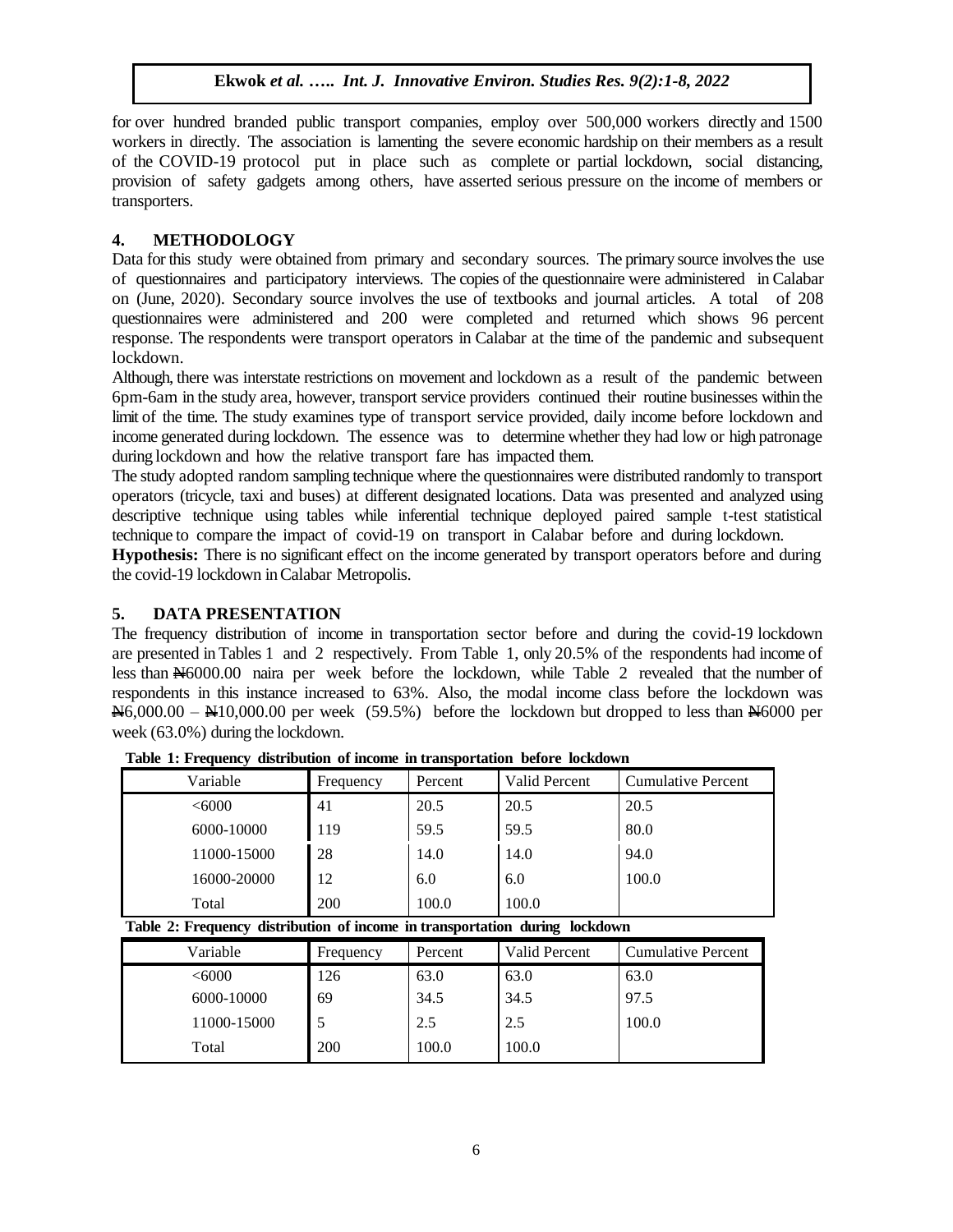for over hundred branded public transport companies, employ over 500,000 workers directly and 1500 workers in directly. The association is lamenting the severe economic hardship on their members as a result of the COVID-19 protocol put in place such as complete or partial lockdown, social distancing, provision of safety gadgets among others, have asserted serious pressure on the income of members or transporters.

## 4. METHODOLOGY

Data for this study were obtained from primary and secondary sources. The primary source involves the use of questionnaires and participatory interviews. The copies of the questionnaire were administered in Calabar on (June, 2020). Secondary source involves the use of textbooks and journal articles. A total of 208 questionnaires were administered and 200 were completed and returned which shows 96 percent response. The respondents were transport operators in Calabar at the time of the pandemic and subsequent lockdown.

Although, there was interstate restrictions on movement and lockdown as a result of the pandemic between 6pm-6am in the study area, however, transport service providers continued their routine businesses within the limit of the time. The study examines type of transport service provided, daily income before lockdown and income generated during lockdown. The essence was to determine whether they had low or high patronage during lockdown and how the relative transport fare has impacted them.

The study adopted random sampling technique where the questionnaires were distributed randomly to transport operators (tricycle, taxi and buses) at different designated locations. Data was presented and analyzed using descriptive technique using tables while inferential technique deployed paired sample t-test statistical technique to compare the impact of covid-19 on transport in Calabar before and during lockdown.

**Hypothesis:** There is no significant effect on the income generated by transport operators before and during the covid-19 lockdown in Calabar Metropolis.

## 5. DATA PRESENTATION

The frequency distribution of income in transportation sector before and during the covid-19 lockdown are presented in Tables 1 and 2 respectively. From Table 1, only 20.5% of the respondents had income of less than ₦6000.00 naira per week before the lockdown, while Table 2 revealed that the number of respondents in this instance increased to 63%. Also, the modal income class before the lockdown was ₦6,000.00 – ₦10,000.00 per week (59.5%) before the lockdown but dropped to less than ₦6000 per week (63.0%) during the lockdown.

**Table 1: Frequency distribution of income in transportation before lockdown**

| Variable | Frequency | Percent | Valid Percent | Cumulative Percent |
|---|---|---|---|---|
| <6000 | 41 | 20.5 | 20.5 | 20.5 |
| 6000-10000 | 119 | 59.5 | 59.5 | 80.0 |
| 11000-15000 | 28 | 14.0 | 14.0 | 94.0 |
| 16000-20000 | 12 | 6.0 | 6.0 | 100.0 |
| Total | 200 | 100.0 | 100.0 | |

**Table 2: Frequency distribution of income in transportation during lockdown**

| Variable | Frequency | Percent | Valid Percent | Cumulative Percent |
|---|---|---|---|---|
| <6000 | 126 | 63.0 | 63.0 | 63.0 |
| 6000-10000 | 69 | 34.5 | 34.5 | 97.5 |
| 11000-15000 | 5 | 2.5 | 2.5 | 100.0 |
| Total | 200 | 100.0 | 100.0 | |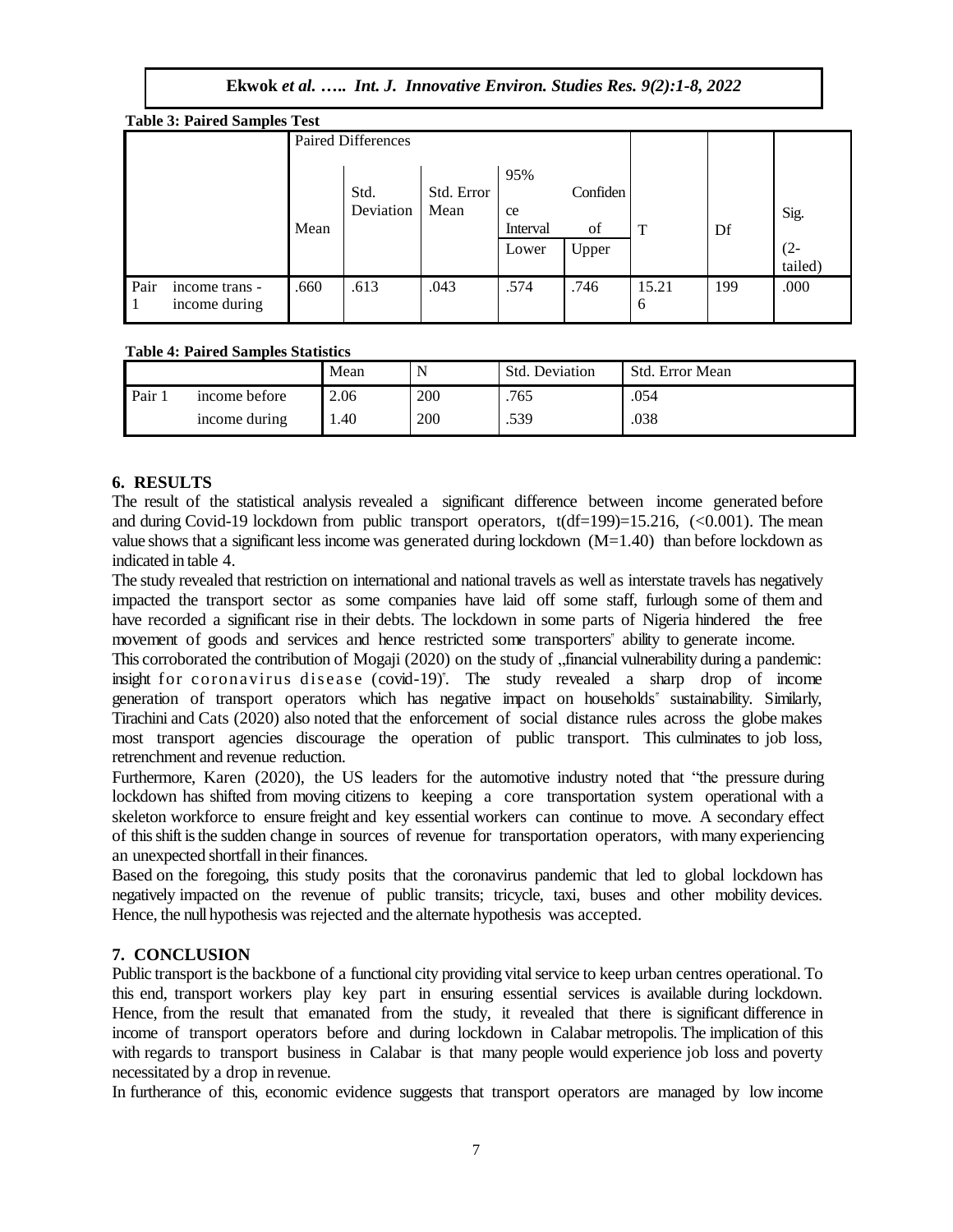**Table 3: Paired Samples Test**

| | | Paired Differences | | | | | T | Df | Sig. (2-tailed) |
|---|---|---|---|---|---|---|---|---|---|
| | | Mean | Std. Deviation | Std. Error Mean | 95% Confidence Interval of | | | | |
| | | | | | Lower | Upper | | | |
| Pair 1 | income trans - income during | .660 | .613 | .043 | .574 | .746 | 15.216 | 199 | .000 |

**Table 4: Paired Samples Statistics**

| | | Mean | N | Std. Deviation | Std. Error Mean |
|---|---|---|---|---|---|
| Pair 1 | income before | 2.06 | 200 | .765 | .054 |
| | income during | 1.40 | 200 | .539 | .038 |

## 6. RESULTS

The result of the statistical analysis revealed a significant difference between income generated before and during Covid-19 lockdown from public transport operators, t(df=199)=15.216, (<0.001). The mean value shows that a significant less income was generated during lockdown (M=1.40) than before lockdown as indicated in table 4.

The study revealed that restriction on international and national travels as well as interstate travels has negatively impacted the transport sector as some companies have laid off some staff, furlough some of them and have recorded a significant rise in their debts. The lockdown in some parts of Nigeria hindered the free movement of goods and services and hence restricted some transporters" ability to generate income.

This corroborated the contribution of Mogaji (2020) on the study of ,,financial vulnerability during a pandemic: insight for coronavirus disease (covid-19)". The study revealed a sharp drop of income generation of transport operators which has negative impact on households" sustainability. Similarly, Tirachini and Cats (2020) also noted that the enforcement of social distance rules across the globe makes most transport agencies discourage the operation of public transport. This culminates to job loss, retrenchment and revenue reduction.

Furthermore, Karen (2020), the US leaders for the automotive industry noted that "the pressure during lockdown has shifted from moving citizens to keeping a core transportation system operational with a skeleton workforce to ensure freight and key essential workers can continue to move. A secondary effect of this shift is the sudden change in sources of revenue for transportation operators, with many experiencing an unexpected shortfall in their finances.

Based on the foregoing, this study posits that the coronavirus pandemic that led to global lockdown has negatively impacted on the revenue of public transits; tricycle, taxi, buses and other mobility devices. Hence, the null hypothesis was rejected and the alternate hypothesis was accepted.

## 7. CONCLUSION

Public transport is the backbone of a functional city providing vital service to keep urban centres operational. To this end, transport workers play key part in ensuring essential services is available during lockdown. Hence, from the result that emanated from the study, it revealed that there is significant difference in income of transport operators before and during lockdown in Calabar metropolis. The implication of this with regards to transport business in Calabar is that many people would experience job loss and poverty necessitated by a drop in revenue.

In furtherance of this, economic evidence suggests that transport operators are managed by low income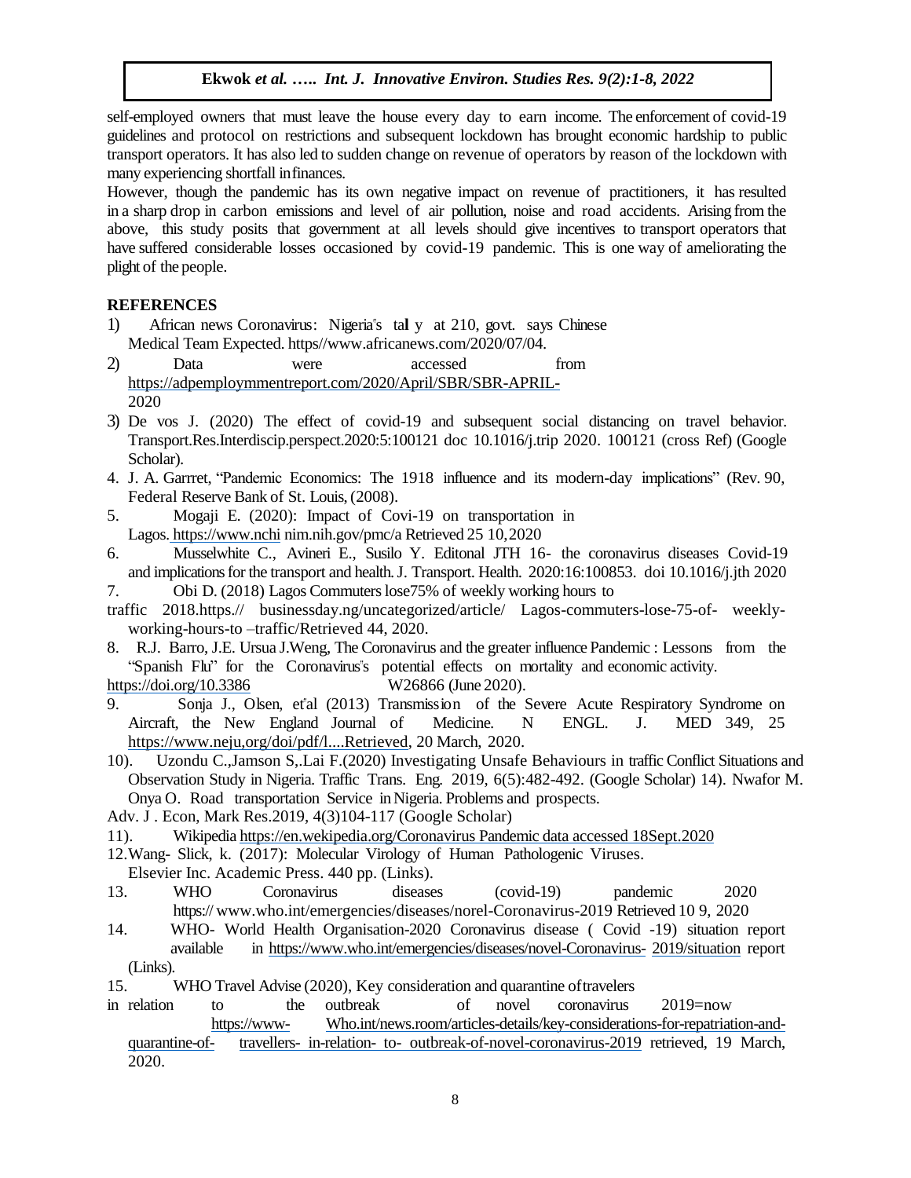self-employed owners that must leave the house every day to earn income. The enforcement of covid-19 guidelines and protocol on restrictions and subsequent lockdown has brought economic hardship to public transport operators. It has also led to sudden change on revenue of operators by reason of the lockdown with many experiencing shortfall in finances.

However, though the pandemic has its own negative impact on revenue of practitioners, it has resulted in a sharp drop in carbon emissions and level of air pollution, noise and road accidents. Arising from the above, this study posits that government at all levels should give incentives to transport operators that have suffered considerable losses occasioned by covid-19 pandemic. This is one way of ameliorating the plight of the people.

## REFERENCES

1) African news Coronavirus: Nigeria"s tall y at 210, govt. says Chinese Medical Team Expected. https//www.africanews.com/2020/07/04.
2) Data were accessed from https://adpemploymmentreport.com/2020/April/SBR/SBR-APRIL-2020
3) De vos J. (2020) The effect of covid-19 and subsequent social distancing on travel behavior. Transport.Res.Interdiscip.perspect.2020:5:100121 doc 10.1016/j.trip 2020. 100121 (cross Ref) (Google Scholar).
4. J. A. Garrret, "Pandemic Economics: The 1918 influence and its modern-day implications" (Rev. 90, Federal Reserve Bank of St. Louis, (2008).
5. Mogaji E. (2020): Impact of Covi-19 on transportation in Lagos. https://www.nchi nim.nih.gov/pmc/a Retrieved 25 10,2020
6. Musselwhite C., Avineri E., Susilo Y. Editonal JTH 16- the coronavirus diseases Covid-19 and implications for the transport and health. J. Transport. Health. 2020:16:100853. doi 10.1016/j.jth 2020
7. Obi D. (2018) Lagos Commuters lose75% of weekly working hours to traffic 2018.https.// businessday.ng/uncategorized/article/ Lagos-commuters-lose-75-of- weekly-working-hours-to –traffic/Retrieved 44, 2020.
8. R.J. Barro, J.E. Ursua J.Weng, The Coronavirus and the greater influence Pandemic : Lessons from the "Spanish Flu" for the Coronavirus"s potential effects on mortality and economic activity. https://doi.org/10.3386 W26866 (June 2020).
9. Sonja J., Olsen, et"al (2013) Transmission of the Severe Acute Respiratory Syndrome on Aircraft, the New England Journal of Medicine. N ENGL. J. MED 349, 25 https://www.neju,org/doi/pdf/l....Retrieved, 20 March, 2020.
10). Uzondu C.,Jamson S,.Lai F.(2020) Investigating Unsafe Behaviours in traffic Conflict Situations and Observation Study in Nigeria. Traffic Trans. Eng. 2019, 6(5):482-492. (Google Scholar) 14). Nwafor M. Onya O. Road transportation Service in Nigeria. Problems and prospects. Adv. J . Econ, Mark Res.2019, 4(3)104-117 (Google Scholar)
11). Wikipedia https://en.wikipedia.org/Coronavirus Pandemic data accessed 18Sept.2020
12. Wang- Slick, k. (2017): Molecular Virology of Human Pathologenic Viruses. Elsevier Inc. Academic Press. 440 pp. (Links).
13. WHO Coronavirus diseases (covid-19) pandemic 2020 https:// www.who.int/emergencies/diseases/norel-Coronavirus-2019 Retrieved 10 9, 2020
14. WHO- World Health Organisation-2020 Coronavirus disease ( Covid -19) situation report available in https://www.who.int/emergencies/diseases/novel-Coronavirus- 2019/situation report (Links).
15. WHO Travel Advise (2020), Key consideration and quarantine of travelers in relation to the outbreak of novel coronavirus 2019=now https://www- Who.int/news.room/articles-details/key-considerations-for-repatriation-and-quarantine-of- travellers- in-relation- to- outbreak-of-novel-coronavirus-2019 retrieved, 19 March, 2020.